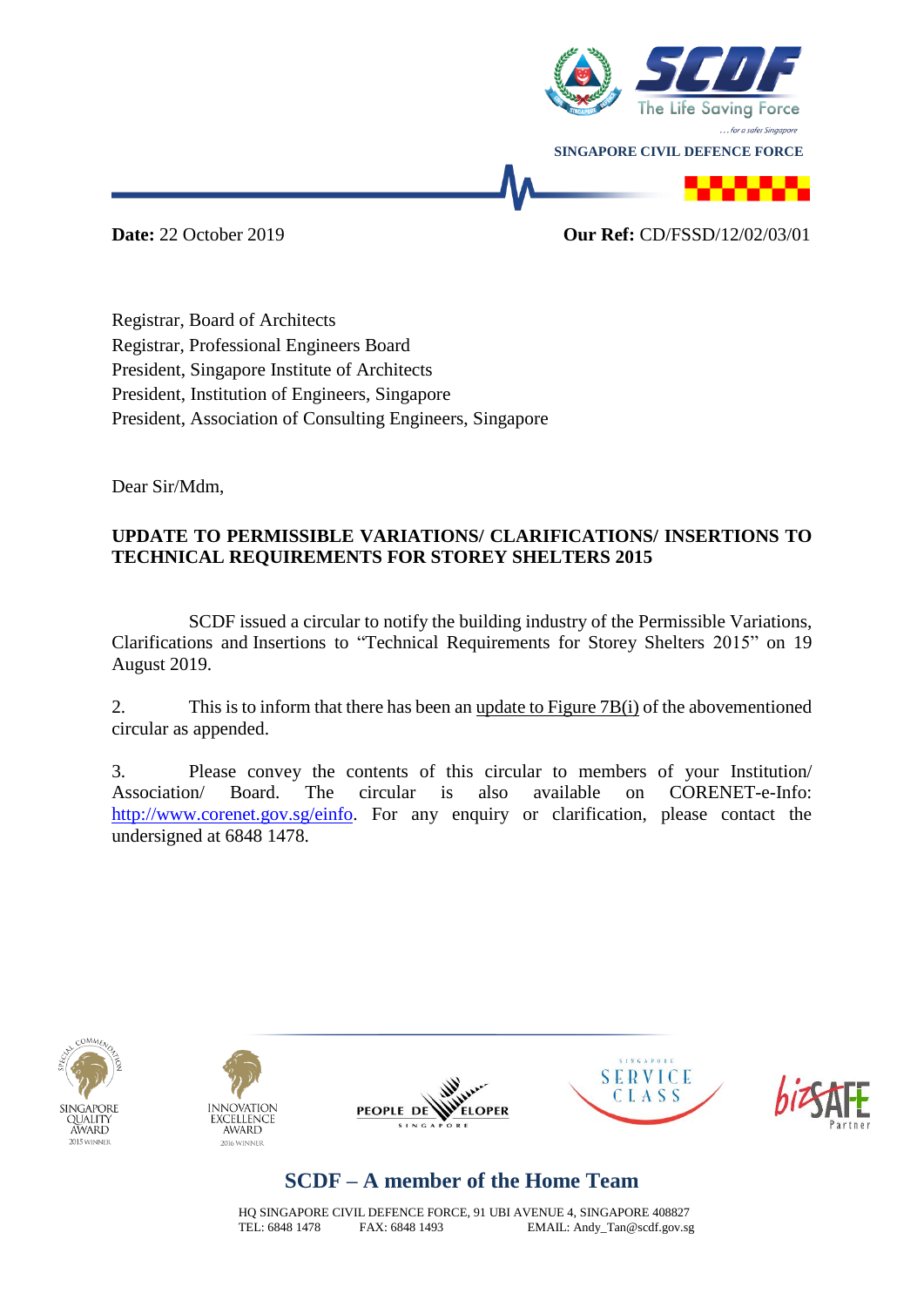SINGAPORE CIVIL DEFENCE FORCE

**Date:** 22 October 2019 **Our Ref:** CD/FSSD/12/02/03/01

Registrar, Board of Architects
Registrar, Professional Engineers Board
President, Singapore Institute of Architects
President, Institution of Engineers, Singapore
President, Association of Consulting Engineers, Singapore

Dear Sir/Mdm,

**UPDATE TO PERMISSIBLE VARIATIONS/ CLARIFICATIONS/ INSERTIONS TO TECHNICAL REQUIREMENTS FOR STOREY SHELTERS 2015**

SCDF issued a circular to notify the building industry of the Permissible Variations, Clarifications and Insertions to "Technical Requirements for Storey Shelters 2015" on 19 August 2019.

2. This is to inform that there has been an update to Figure 7B(i) of the abovementioned circular as appended.

3. Please convey the contents of this circular to members of your Institution/ Association/ Board. The circular is also available on CORENET-e-Info: http://www.corenet.gov.sg/einfo. For any enquiry or clarification, please contact the undersigned at 6848 1478.

**SCDF – A member of the Home Team**

HQ SINGAPORE CIVIL DEFENCE FORCE, 91 UBI AVENUE 4, SINGAPORE 408827
TEL: 6848 1478 FAX: 6848 1493 EMAIL: Andy_Tan@scdf.gov.sg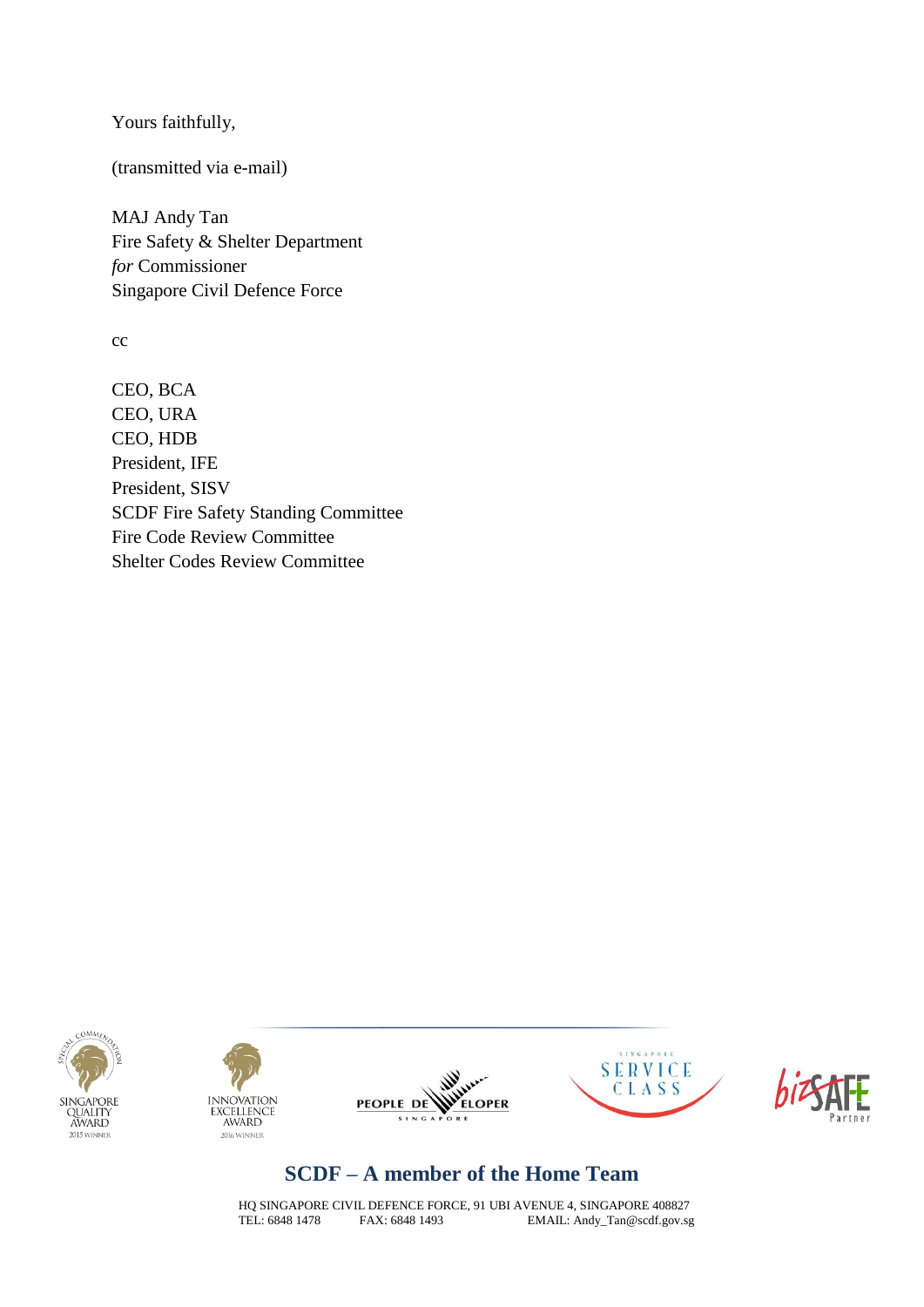Yours faithfully,

(transmitted via e-mail)

MAJ Andy Tan
Fire Safety & Shelter Department
*for* Commissioner
Singapore Civil Defence Force

cc

CEO, BCA
CEO, URA
CEO, HDB
President, IFE
President, SISV
SCDF Fire Safety Standing Committee
Fire Code Review Committee
Shelter Codes Review Committee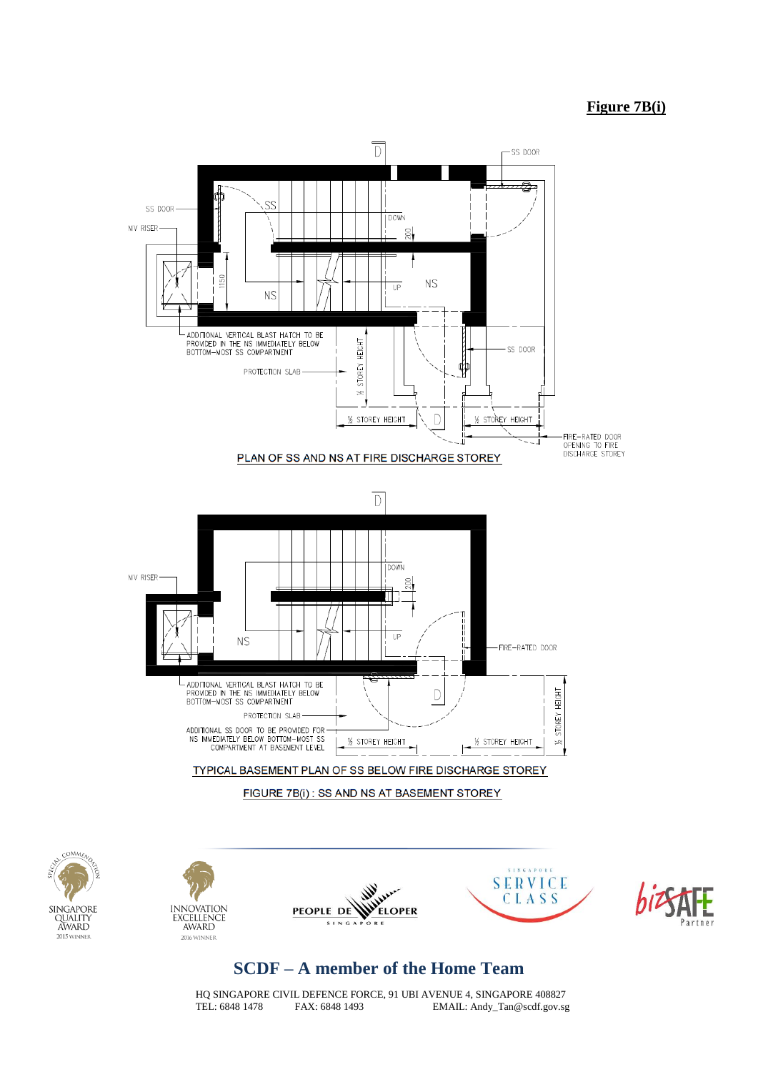**Figure 7B(i)**

D

SS DOOR

SS DOOR

MV RISER

SS

DOWN

200

1150

UP

NS

NS

ADDITIONAL VERTICAL BLAST HATCH TO BE PROVIDED IN THE NS IMMEDIATELY BELOW BOTTOM-MOST SS COMPARTMENT

½ STOREY HEIGHT

SS DOOR

PROTECTION SLAB

½ STOREY HEIGHT

D

½ STOREY HEIGHT

FIRE-RATED DOOR OPENING TO FIRE DISCHARGE STOREY

PLAN OF SS AND NS AT FIRE DISCHARGE STOREY

D

DOWN

MV RISER

200

UP

NS

FIRE-RATED DOOR

ADDITIONAL VERTICAL BLAST HATCH TO BE PROVIDED IN THE NS IMMEDIATELY BELOW BOTTOM-MOST SS COMPARTMENT

D

PROTECTION SLAB

½ STOREY HEIGHT

ADDITIONAL SS DOOR TO BE PROVIDED FOR NS IMMEDIATELY BELOW BOTTOM-MOST SS COMPARTMENT AT BASEMENT LEVEL

½ STOREY HEIGHT

½ STOREY HEIGHT

TYPICAL BASEMENT PLAN OF SS BELOW FIRE DISCHARGE STOREY

FIGURE 7B(i) : SS AND NS AT BASEMENT STOREY

**SCDF – A member of the Home Team**

HQ SINGAPORE CIVIL DEFENCE FORCE, 91 UBI AVENUE 4, SINGAPORE 408827
TEL: 6848 1478 FAX: 6848 1493 EMAIL: Andy_Tan@scdf.gov.sg